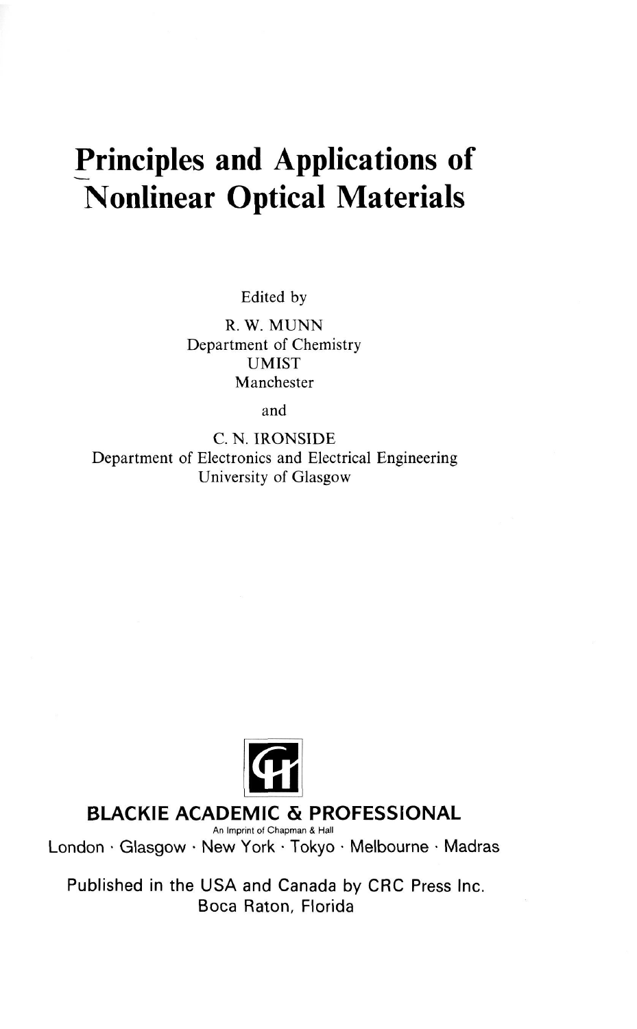# Principles and Applications of Nonlinear Optical Materials

Edited by

R. W. MUNN
Department of Chemistry
UMIST
Manchester

and

C. N. IRONSIDE
Department of Electronics and Electrical Engineering
University of Glasgow

**BLACKIE ACADEMIC & PROFESSIONAL**

An Imprint of Chapman & Hall

London · Glasgow · New York · Tokyo · Melbourne · Madras

Published in the USA and Canada by CRC Press Inc.
Boca Raton, Florida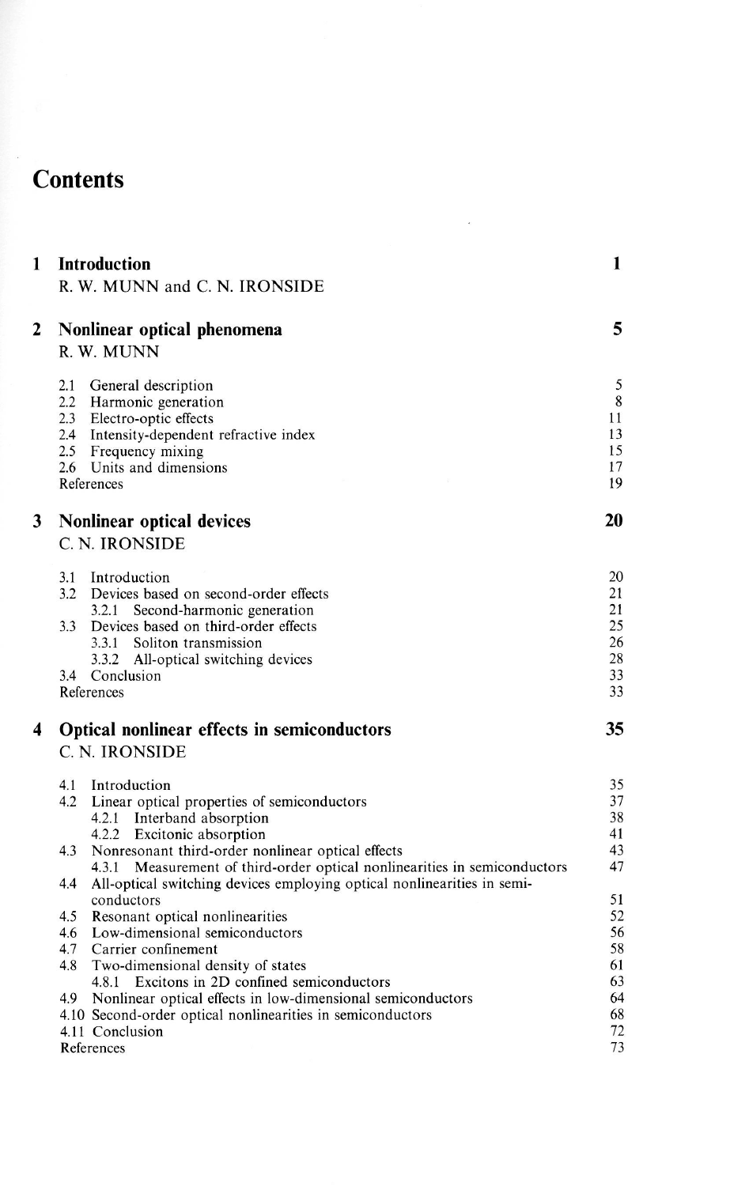# Contents

| | | |
|---|---|---|
| **1** | **Introduction** | **1** |
| | R. W. MUNN and C. N. IRONSIDE | |
| **2** | **Nonlinear optical phenomena** | **5** |
| | R. W. MUNN | |
| | 2.1 General description | 5 |
| | 2.2 Harmonic generation | 8 |
| | 2.3 Electro-optic effects | 11 |
| | 2.4 Intensity-dependent refractive index | 13 |
| | 2.5 Frequency mixing | 15 |
| | 2.6 Units and dimensions | 17 |
| | References | 19 |
| **3** | **Nonlinear optical devices** | **20** |
| | C. N. IRONSIDE | |
| | 3.1 Introduction | 20 |
| | 3.2 Devices based on second-order effects | 21 |
| | 3.2.1 Second-harmonic generation | 21 |
| | 3.3 Devices based on third-order effects | 25 |
| | 3.3.1 Soliton transmission | 26 |
| | 3.3.2 All-optical switching devices | 28 |
| | 3.4 Conclusion | 33 |
| | References | 33 |
| **4** | **Optical nonlinear effects in semiconductors** | **35** |
| | C. N. IRONSIDE | |
| | 4.1 Introduction | 35 |
| | 4.2 Linear optical properties of semiconductors | 37 |
| | 4.2.1 Interband absorption | 38 |
| | 4.2.2 Excitonic absorption | 41 |
| | 4.3 Nonresonant third-order nonlinear optical effects | 43 |
| | 4.3.1 Measurement of third-order optical nonlinearities in semiconductors | 47 |
| | 4.4 All-optical switching devices employing optical nonlinearities in semiconductors | 51 |
| | 4.5 Resonant optical nonlinearities | 52 |
| | 4.6 Low-dimensional semiconductors | 56 |
| | 4.7 Carrier confinement | 58 |
| | 4.8 Two-dimensional density of states | 61 |
| | 4.8.1 Excitons in 2D confined semiconductors | 63 |
| | 4.9 Nonlinear optical effects in low-dimensional semiconductors | 64 |
| | 4.10 Second-order optical nonlinearities in semiconductors | 68 |
| | 4.11 Conclusion | 72 |
| | References | 73 |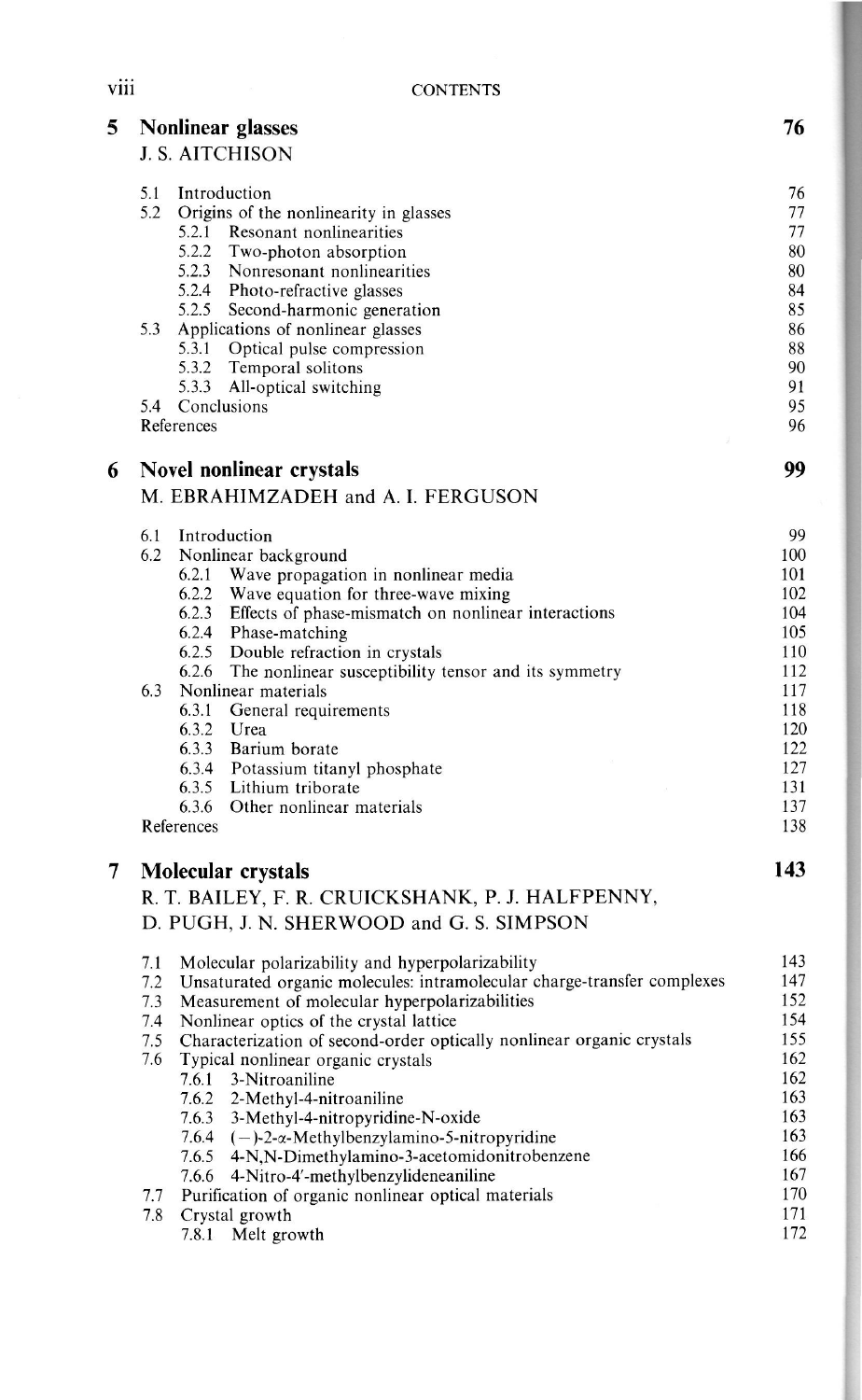**5 Nonlinear glasses** **76**

J. S. AITCHISON

- 5.1 Introduction 76
- 5.2 Origins of the nonlinearity in glasses 77
  - 5.2.1 Resonant nonlinearities 77
  - 5.2.2 Two-photon absorption 80
  - 5.2.3 Nonresonant nonlinearities 80
  - 5.2.4 Photo-refractive glasses 84
  - 5.2.5 Second-harmonic generation 85
- 5.3 Applications of nonlinear glasses 86
  - 5.3.1 Optical pulse compression 88
  - 5.3.2 Temporal solitons 90
  - 5.3.3 All-optical switching 91
- 5.4 Conclusions 95
- References 96

**6 Novel nonlinear crystals** **99**

M. EBRAHIMZADEH and A. I. FERGUSON

- 6.1 Introduction 99
- 6.2 Nonlinear background 100
  - 6.2.1 Wave propagation in nonlinear media 101
  - 6.2.2 Wave equation for three-wave mixing 102
  - 6.2.3 Effects of phase-mismatch on nonlinear interactions 104
  - 6.2.4 Phase-matching 105
  - 6.2.5 Double refraction in crystals 110
  - 6.2.6 The nonlinear susceptibility tensor and its symmetry 112
- 6.3 Nonlinear materials 117
  - 6.3.1 General requirements 118
  - 6.3.2 Urea 120
  - 6.3.3 Barium borate 122
  - 6.3.4 Potassium titanyl phosphate 127
  - 6.3.5 Lithium triborate 131
  - 6.3.6 Other nonlinear materials 137
- References 138

**7 Molecular crystals** **143**

R. T. BAILEY, F. R. CRUICKSHANK, P. J. HALFPENNY, D. PUGH, J. N. SHERWOOD and G. S. SIMPSON

- 7.1 Molecular polarizability and hyperpolarizability 143
- 7.2 Unsaturated organic molecules: intramolecular charge-transfer complexes 147
- 7.3 Measurement of molecular hyperpolarizabilities 152
- 7.4 Nonlinear optics of the crystal lattice 154
- 7.5 Characterization of second-order optically nonlinear organic crystals 155
- 7.6 Typical nonlinear organic crystals 162
  - 7.6.1 3-Nitroaniline 162
  - 7.6.2 2-Methyl-4-nitroaniline 163
  - 7.6.3 3-Methyl-4-nitropyridine-N-oxide 163
  - 7.6.4 (−)-2-α-Methylbenzylamino-5-nitropyridine 163
  - 7.6.5 4-N,N-Dimethylamino-3-acetomidonitrobenzene 166
  - 7.6.6 4-Nitro-4′-methylbenzylideneaniline 167
- 7.7 Purification of organic nonlinear optical materials 170
- 7.8 Crystal growth 171
  - 7.8.1 Melt growth 172